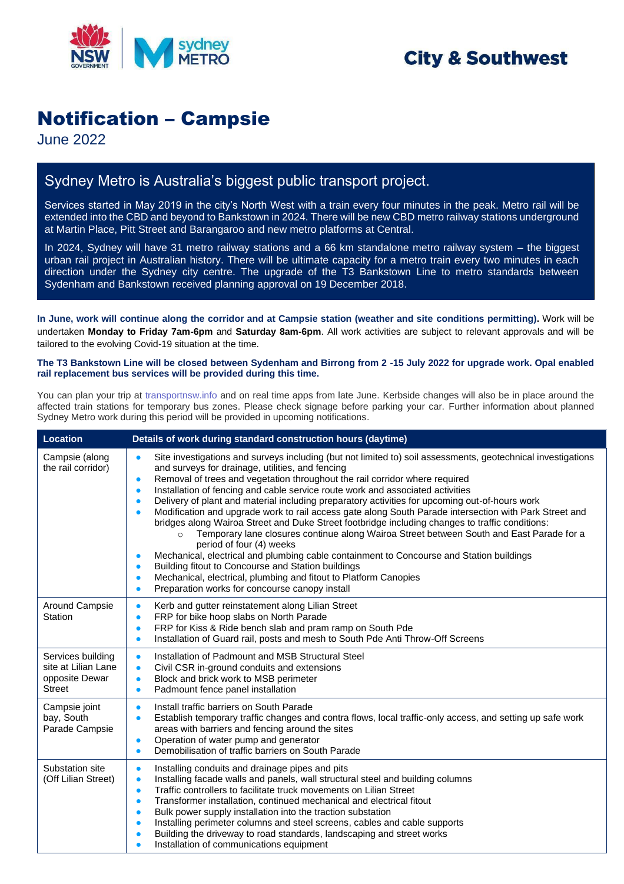City & Southwest

# Notification – Campsie

June 2022

## Sydney Metro is Australia's biggest public transport project.

Services started in May 2019 in the city's North West with a train every four minutes in the peak. Metro rail will be extended into the CBD and beyond to Bankstown in 2024. There will be new CBD metro railway stations underground at Martin Place, Pitt Street and Barangaroo and new metro platforms at Central.

In 2024, Sydney will have 31 metro railway stations and a 66 km standalone metro railway system – the biggest urban rail project in Australian history. There will be ultimate capacity for a metro train every two minutes in each direction under the Sydney city centre. The upgrade of the T3 Bankstown Line to metro standards between Sydenham and Bankstown received planning approval on 19 December 2018.

**In June, work will continue along the corridor and at Campsie station (weather and site conditions permitting).** Work will be undertaken **Monday to Friday 7am-6pm** and **Saturday 8am-6pm**. All work activities are subject to relevant approvals and will be tailored to the evolving Covid-19 situation at the time.

**The T3 Bankstown Line will be closed between Sydenham and Birrong from 2 -15 July 2022 for upgrade work. Opal enabled rail replacement bus services will be provided during this time.**

You can plan your trip at transportnsw.info and on real time apps from late June. Kerbside changes will also be in place around the affected train stations for temporary bus zones. Please check signage before parking your car. Further information about planned Sydney Metro work during this period will be provided in upcoming notifications.

| Location | Details of work during standard construction hours (daytime) |
|---|---|
| Campsie (along the rail corridor) | • Site investigations and surveys including (but not limited to) soil assessments, geotechnical investigations and surveys for drainage, utilities, and fencing<br>• Removal of trees and vegetation throughout the rail corridor where required<br>• Installation of fencing and cable service route work and associated activities<br>• Delivery of plant and material including preparatory activities for upcoming out-of-hours work<br>• Modification and upgrade work to rail access gate along South Parade intersection with Park Street and bridges along Wairoa Street and Duke Street footbridge including changes to traffic conditions:<br>  ○ Temporary lane closures continue along Wairoa Street between South and East Parade for a period of four (4) weeks<br>• Mechanical, electrical and plumbing cable containment to Concourse and Station buildings<br>• Building fitout to Concourse and Station buildings<br>• Mechanical, electrical, plumbing and fitout to Platform Canopies<br>• Preparation works for concourse canopy install |
| Around Campsie Station | • Kerb and gutter reinstatement along Lilian Street<br>• FRP for bike hoop slabs on North Parade<br>• FRP for Kiss & Ride bench slab and pram ramp on South Pde<br>• Installation of Guard rail, posts and mesh to South Pde Anti Throw-Off Screens |
| Services building site at Lilian Lane opposite Dewar Street | • Installation of Padmount and MSB Structural Steel<br>• Civil CSR in-ground conduits and extensions<br>• Block and brick work to MSB perimeter<br>• Padmount fence panel installation |
| Campsie joint bay, South Parade Campsie | • Install traffic barriers on South Parade<br>• Establish temporary traffic changes and contra flows, local traffic-only access, and setting up safe work areas with barriers and fencing around the sites<br>• Operation of water pump and generator<br>• Demobilisation of traffic barriers on South Parade |
| Substation site (Off Lilian Street) | • Installing conduits and drainage pipes and pits<br>• Installing facade walls and panels, wall structural steel and building columns<br>• Traffic controllers to facilitate truck movements on Lilian Street<br>• Transformer installation, continued mechanical and electrical fitout<br>• Bulk power supply installation into the traction substation<br>• Installing perimeter columns and steel screens, cables and cable supports<br>• Building the driveway to road standards, landscaping and street works<br>• Installation of communications equipment |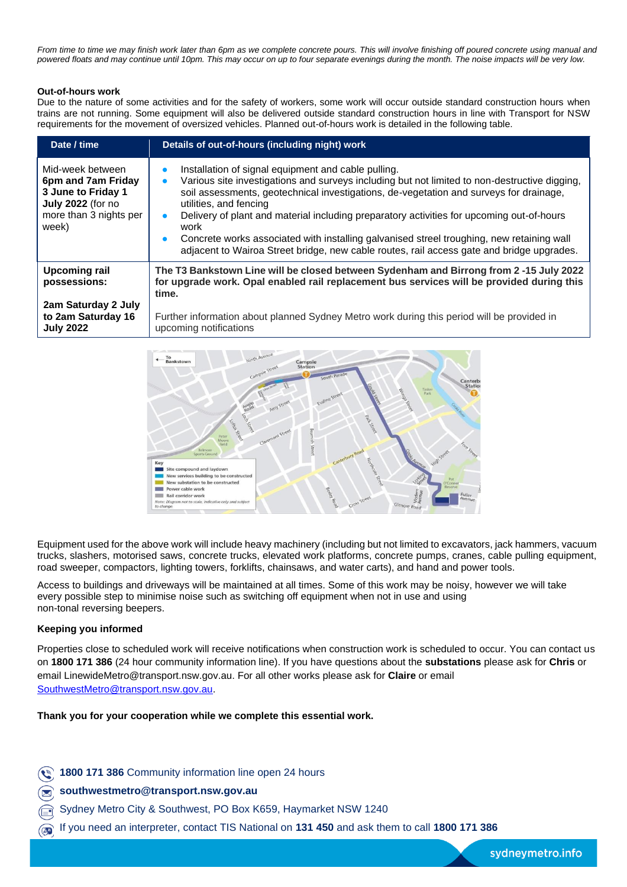*From time to time we may finish work later than 6pm as we complete concrete pours. This will involve finishing off poured concrete using manual and powered floats and may continue until 10pm. This may occur on up to four separate evenings during the month. The noise impacts will be very low.*

**Out-of-hours work**

Due to the nature of some activities and for the safety of workers, some work will occur outside standard construction hours when trains are not running. Some equipment will also be delivered outside standard construction hours in line with Transport for NSW requirements for the movement of oversized vehicles. Planned out-of-hours work is detailed in the following table.

| Date / time | Details of out-of-hours (including night) work |
| --- | --- |
| Mid-week between **6pm and 7am Friday 3 June to Friday 1 July 2022** (for no more than 3 nights per week) | • Installation of signal equipment and cable pulling.<br>• Various site investigations and surveys including but not limited to non-destructive digging, soil assessments, geotechnical investigations, de-vegetation and surveys for drainage, utilities, and fencing<br>• Delivery of plant and material including preparatory activities for upcoming out-of-hours work<br>• Concrete works associated with installing galvanised streel troughing, new retaining wall adjacent to Wairoa Street bridge, new cable routes, rail access gate and bridge upgrades. |
| **Upcoming rail possessions:**<br><br>**2am Saturday 2 July to 2am Saturday 16 July 2022** | **The T3 Bankstown Line will be closed between Sydenham and Birrong from 2 -15 July 2022 for upgrade work. Opal enabled rail replacement bus services will be provided during this time.**<br><br>Further information about planned Sydney Metro work during this period will be provided in upcoming notifications |

Key
Site compound and laydown
New services building to be constructed
New substation to be constructed
Power cable work
Rail corridor work
Note: Diagram not to scale, indicative only and subject to change

Equipment used for the above work will include heavy machinery (including but not limited to excavators, jack hammers, vacuum trucks, slashers, motorised saws, concrete trucks, elevated work platforms, concrete pumps, cranes, cable pulling equipment, road sweeper, compactors, lighting towers, forklifts, chainsaws, and water carts), and hand and power tools.

Access to buildings and driveways will be maintained at all times. Some of this work may be noisy, however we will take every possible step to minimise noise such as switching off equipment when not in use and using non-tonal reversing beepers.

**Keeping you informed**

Properties close to scheduled work will receive notifications when construction work is scheduled to occur. You can contact us on **1800 171 386** (24 hour community information line). If you have questions about the **substations** please ask for **Chris** or email LinewideMetro@transport.nsw.gov.au. For all other works please ask for **Claire** or email SouthwestMetro@transport.nsw.gov.au.

**Thank you for your cooperation while we complete this essential work.**

**1800 171 386** Community information line open 24 hours

**southwestmetro@transport.nsw.gov.au**

Sydney Metro City & Southwest, PO Box K659, Haymarket NSW 1240

If you need an interpreter, contact TIS National on **131 450** and ask them to call **1800 171 386**